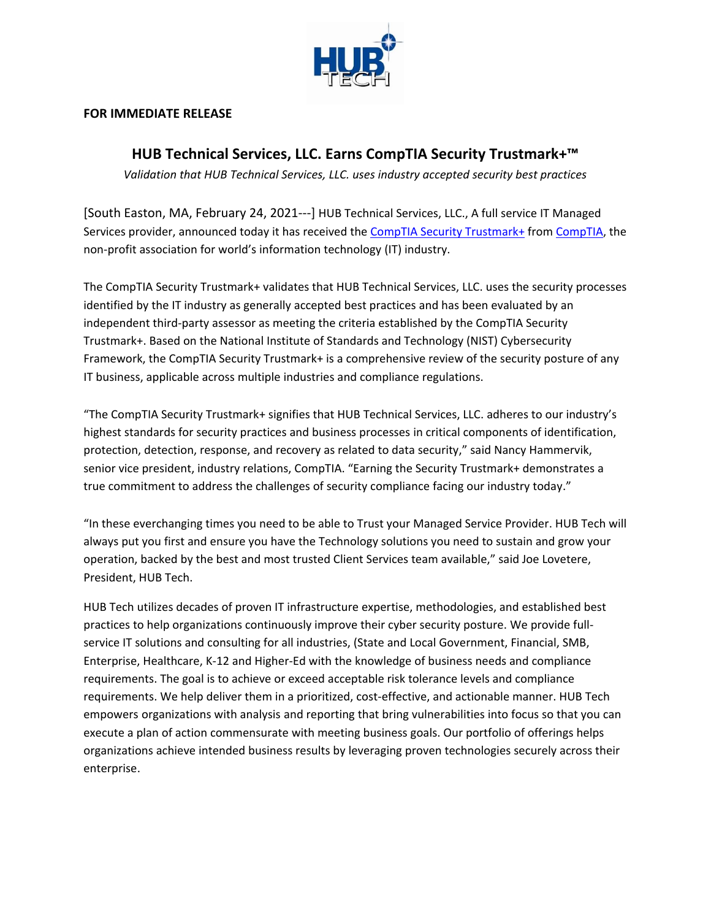**FOR IMMEDIATE RELEASE**

## HUB Technical Services, LLC. Earns CompTIA Security Trustmark+™

*Validation that HUB Technical Services, LLC. uses industry accepted security best practices*

[South Easton, MA, February 24, 2021---] HUB Technical Services, LLC., A full service IT Managed Services provider, announced today it has received the CompTIA Security Trustmark+ from CompTIA, the non-profit association for world's information technology (IT) industry.

The CompTIA Security Trustmark+ validates that HUB Technical Services, LLC. uses the security processes identified by the IT industry as generally accepted best practices and has been evaluated by an independent third-party assessor as meeting the criteria established by the CompTIA Security Trustmark+. Based on the National Institute of Standards and Technology (NIST) Cybersecurity Framework, the CompTIA Security Trustmark+ is a comprehensive review of the security posture of any IT business, applicable across multiple industries and compliance regulations.

"The CompTIA Security Trustmark+ signifies that HUB Technical Services, LLC. adheres to our industry's highest standards for security practices and business processes in critical components of identification, protection, detection, response, and recovery as related to data security," said Nancy Hammervik, senior vice president, industry relations, CompTIA. "Earning the Security Trustmark+ demonstrates a true commitment to address the challenges of security compliance facing our industry today."

"In these everchanging times you need to be able to Trust your Managed Service Provider. HUB Tech will always put you first and ensure you have the Technology solutions you need to sustain and grow your operation, backed by the best and most trusted Client Services team available," said Joe Lovetere, President, HUB Tech.

HUB Tech utilizes decades of proven IT infrastructure expertise, methodologies, and established best practices to help organizations continuously improve their cyber security posture. We provide full-service IT solutions and consulting for all industries, (State and Local Government, Financial, SMB, Enterprise, Healthcare, K-12 and Higher-Ed with the knowledge of business needs and compliance requirements. The goal is to achieve or exceed acceptable risk tolerance levels and compliance requirements. We help deliver them in a prioritized, cost-effective, and actionable manner. HUB Tech empowers organizations with analysis and reporting that bring vulnerabilities into focus so that you can execute a plan of action commensurate with meeting business goals. Our portfolio of offerings helps organizations achieve intended business results by leveraging proven technologies securely across their enterprise.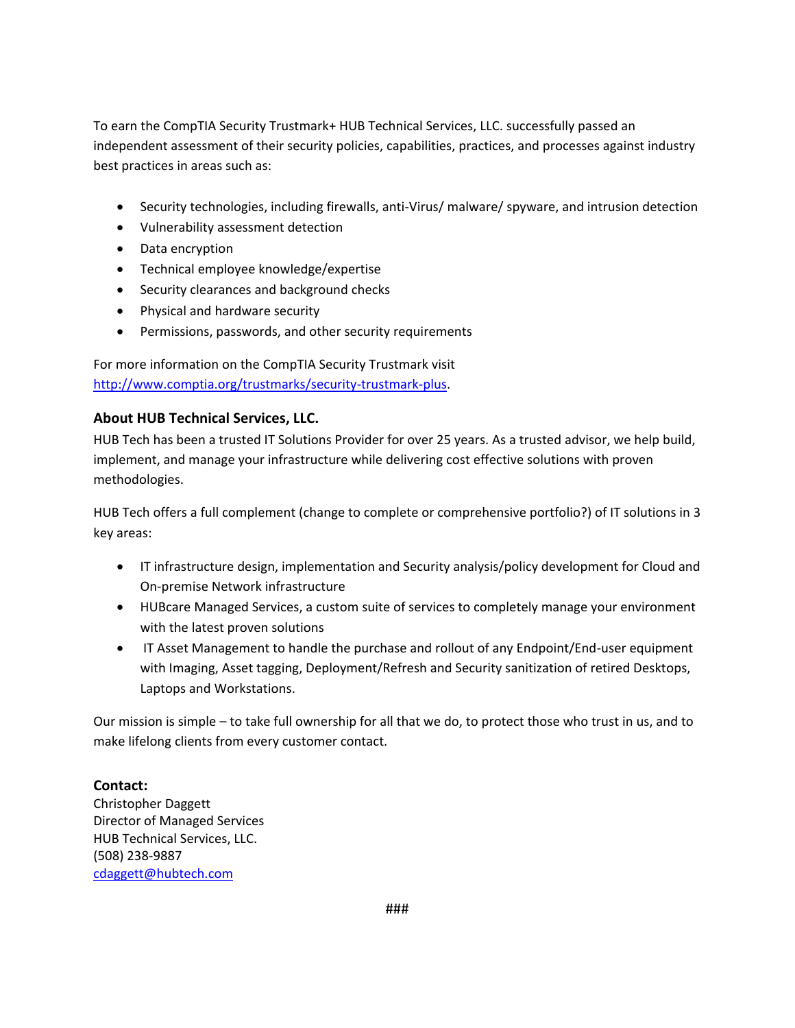To earn the CompTIA Security Trustmark+ HUB Technical Services, LLC. successfully passed an independent assessment of their security policies, capabilities, practices, and processes against industry best practices in areas such as:

- Security technologies, including firewalls, anti-Virus/ malware/ spyware, and intrusion detection
- Vulnerability assessment detection
- Data encryption
- Technical employee knowledge/expertise
- Security clearances and background checks
- Physical and hardware security
- Permissions, passwords, and other security requirements

For more information on the CompTIA Security Trustmark visit [http://www.comptia.org/trustmarks/security-trustmark-plus](http://www.comptia.org/trustmarks/security-trustmark-plus).

### About HUB Technical Services, LLC.

HUB Tech has been a trusted IT Solutions Provider for over 25 years. As a trusted advisor, we help build, implement, and manage your infrastructure while delivering cost effective solutions with proven methodologies.

HUB Tech offers a full complement (change to complete or comprehensive portfolio?) of IT solutions in 3 key areas:

- IT infrastructure design, implementation and Security analysis/policy development for Cloud and On-premise Network infrastructure
- HUBcare Managed Services, a custom suite of services to completely manage your environment with the latest proven solutions
- IT Asset Management to handle the purchase and rollout of any Endpoint/End-user equipment with Imaging, Asset tagging, Deployment/Refresh and Security sanitization of retired Desktops, Laptops and Workstations.

Our mission is simple – to take full ownership for all that we do, to protect those who trust in us, and to make lifelong clients from every customer contact.

**Contact:**
Christopher Daggett
Director of Managed Services
HUB Technical Services, LLC.
(508) 238-9887
[cdaggett@hubtech.com](mailto:cdaggett@hubtech.com)

###